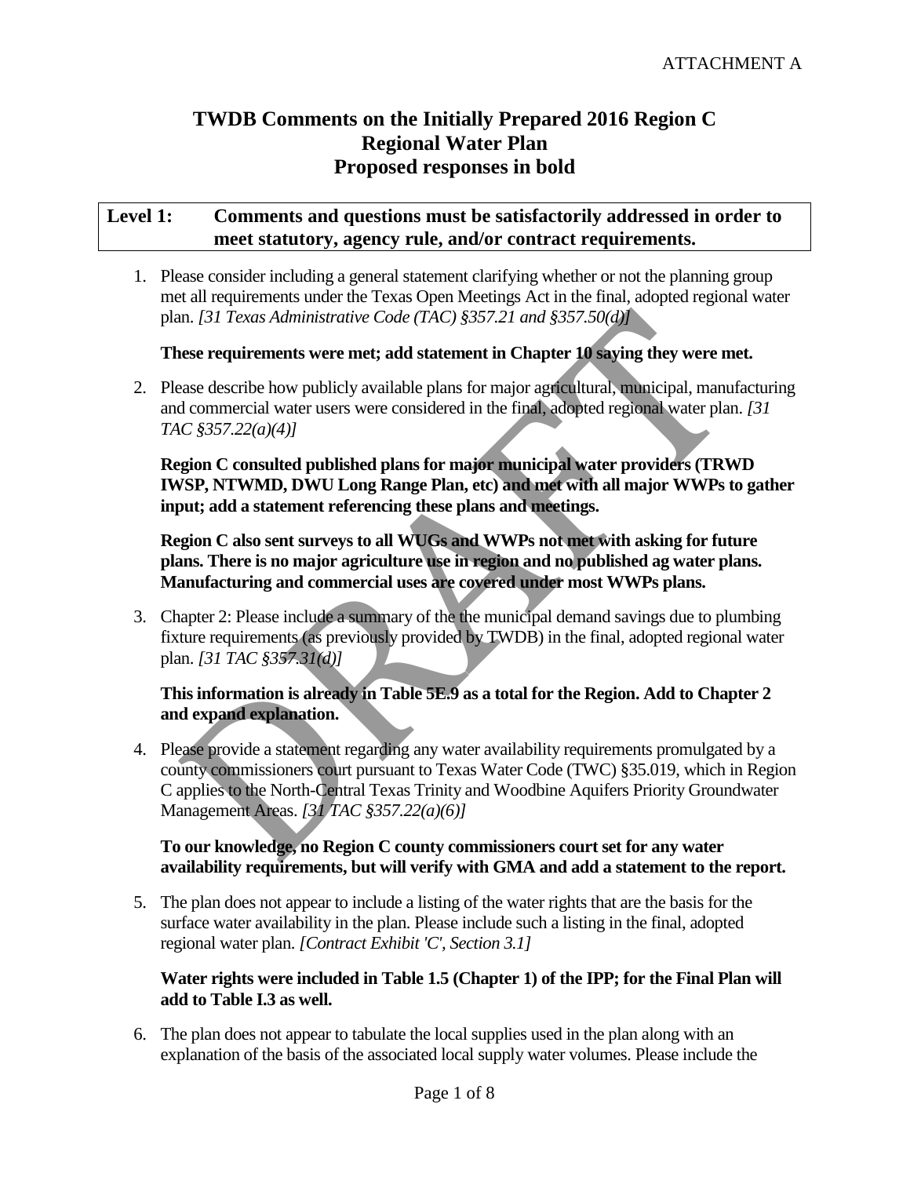ATTACHMENT A

# TWDB Comments on the Initially Prepared 2016 Region C Regional Water Plan
# Proposed responses in bold

**Level 1: Comments and questions must be satisfactorily addressed in order to meet statutory, agency rule, and/or contract requirements.**

1. Please consider including a general statement clarifying whether or not the planning group met all requirements under the Texas Open Meetings Act in the final, adopted regional water plan. *[31 Texas Administrative Code (TAC) §357.21 and §357.50(d)]*

   **These requirements were met; add statement in Chapter 10 saying they were met.**

2. Please describe how publicly available plans for major agricultural, municipal, manufacturing and commercial water users were considered in the final, adopted regional water plan. *[31 TAC §357.22(a)(4)]*

   **Region C consulted published plans for major municipal water providers (TRWD IWSP, NTWMD, DWU Long Range Plan, etc) and met with all major WWPs to gather input; add a statement referencing these plans and meetings.**

   **Region C also sent surveys to all WUGs and WWPs not met with asking for future plans. There is no major agriculture use in region and no published ag water plans. Manufacturing and commercial uses are covered under most WWPs plans.**

3. Chapter 2: Please include a summary of the the municipal demand savings due to plumbing fixture requirements (as previously provided by TWDB) in the final, adopted regional water plan. *[31 TAC §357.31(d)]*

   **This information is already in Table 5E.9 as a total for the Region. Add to Chapter 2 and expand explanation.**

4. Please provide a statement regarding any water availability requirements promulgated by a county commissioners court pursuant to Texas Water Code (TWC) §35.019, which in Region C applies to the North-Central Texas Trinity and Woodbine Aquifers Priority Groundwater Management Areas. *[31 TAC §357.22(a)(6)]*

   **To our knowledge, no Region C county commissioners court set for any water availability requirements, but will verify with GMA and add a statement to the report.**

5. The plan does not appear to include a listing of the water rights that are the basis for the surface water availability in the plan. Please include such a listing in the final, adopted regional water plan. *[Contract Exhibit 'C', Section 3.1]*

   **Water rights were included in Table 1.5 (Chapter 1) of the IPP; for the Final Plan will add to Table I.3 as well.**

6. The plan does not appear to tabulate the local supplies used in the plan along with an explanation of the basis of the associated local supply water volumes. Please include the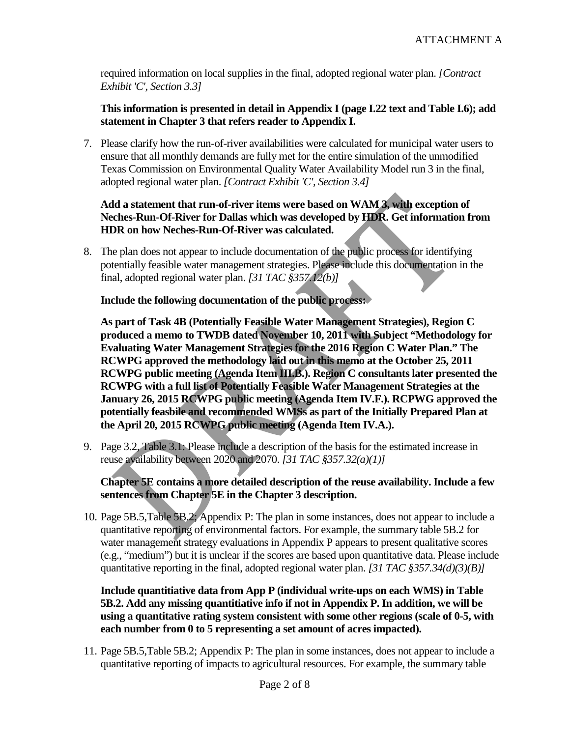required information on local supplies in the final, adopted regional water plan. *[Contract Exhibit 'C', Section 3.3]*

**This information is presented in detail in Appendix I (page I.22 text and Table I.6); add statement in Chapter 3 that refers reader to Appendix I.**

7. Please clarify how the run-of-river availabilities were calculated for municipal water users to ensure that all monthly demands are fully met for the entire simulation of the unmodified Texas Commission on Environmental Quality Water Availability Model run 3 in the final, adopted regional water plan. *[Contract Exhibit 'C', Section 3.4]*

   **Add a statement that run-of-river items were based on WAM 3, with exception of Neches-Run-Of-River for Dallas which was developed by HDR. Get information from HDR on how Neches-Run-Of-River was calculated.**

8. The plan does not appear to include documentation of the public process for identifying potentially feasible water management strategies. Please include this documentation in the final, adopted regional water plan. *[31 TAC §357.12(b)]*

   **Include the following documentation of the public process:**

   **As part of Task 4B (Potentially Feasible Water Management Strategies), Region C produced a memo to TWDB dated November 10, 2011 with Subject "Methodology for Evaluating Water Management Strategies for the 2016 Region C Water Plan." The RCWPG approved the methodology laid out in this memo at the October 25, 2011 RCWPG public meeting (Agenda Item III.B.). Region C consultants later presented the RCWPG with a full list of Potentially Feasible Water Management Strategies at the January 26, 2015 RCWPG public meeting (Agenda Item IV.F.). RCPWG approved the potentially feasbile and recommended WMSs as part of the Initially Prepared Plan at the April 20, 2015 RCWPG public meeting (Agenda Item IV.A.).**

9. Page 3.2, Table 3.1: Please include a description of the basis for the estimated increase in reuse availability between 2020 and 2070. *[31 TAC §357.32(a)(1)]*

   **Chapter 5E contains a more detailed description of the reuse availability. Include a few sentences from Chapter 5E in the Chapter 3 description.**

10. Page 5B.5,Table 5B.2; Appendix P: The plan in some instances, does not appear to include a quantitative reporting of environmental factors. For example, the summary table 5B.2 for water management strategy evaluations in Appendix P appears to present qualitative scores (e.g., "medium") but it is unclear if the scores are based upon quantitative data. Please include quantitative reporting in the final, adopted regional water plan. *[31 TAC §357.34(d)(3)(B)]*

    **Include quantitiative data from App P (individual write-ups on each WMS) in Table 5B.2. Add any missing quantitiative info if not in Appendix P. In addition, we will be using a quantitative rating system consistent with some other regions (scale of 0-5, with each number from 0 to 5 representing a set amount of acres impacted).**

11. Page 5B.5,Table 5B.2; Appendix P: The plan in some instances, does not appear to include a quantitative reporting of impacts to agricultural resources. For example, the summary table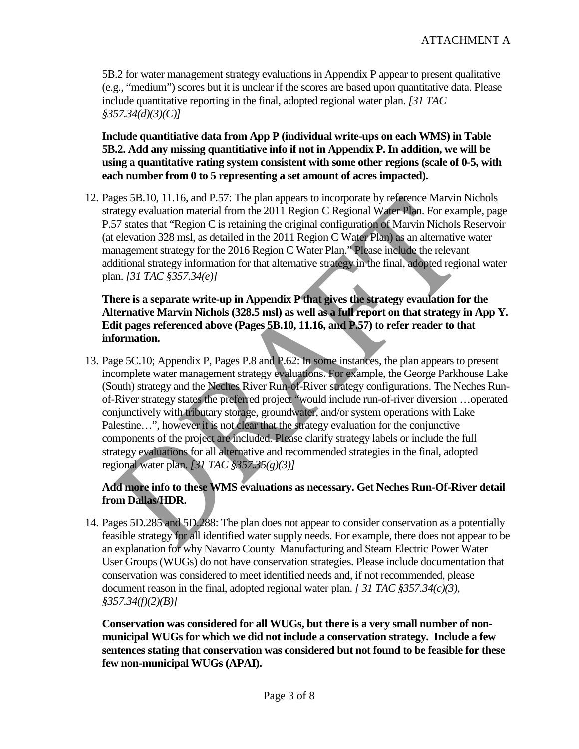5B.2 for water management strategy evaluations in Appendix P appear to present qualitative (e.g., "medium") scores but it is unclear if the scores are based upon quantitative data. Please include quantitative reporting in the final, adopted regional water plan. *[31 TAC §357.34(d)(3)(C)]*

**Include quantitiative data from App P (individual write-ups on each WMS) in Table 5B.2. Add any missing quantitiative info if not in Appendix P. In addition, we will be using a quantitative rating system consistent with some other regions (scale of 0-5, with each number from 0 to 5 representing a set amount of acres impacted).**

12. Pages 5B.10, 11.16, and P.57: The plan appears to incorporate by reference Marvin Nichols strategy evaluation material from the 2011 Region C Regional Water Plan. For example, page P.57 states that "Region C is retaining the original configuration of Marvin Nichols Reservoir (at elevation 328 msl, as detailed in the 2011 Region C Water Plan) as an alternative water management strategy for the 2016 Region C Water Plan." Please include the relevant additional strategy information for that alternative strategy in the final, adopted regional water plan. *[31 TAC §357.34(e)]*

    **There is a separate write-up in Appendix P that gives the strategy evaulation for the Alternative Marvin Nichols (328.5 msl) as well as a full report on that strategy in App Y. Edit pages referenced above (Pages 5B.10, 11.16, and P.57) to refer reader to that information.**

13. Page 5C.10; Appendix P, Pages P.8 and P.62: In some instances, the plan appears to present incomplete water management strategy evaluations. For example, the George Parkhouse Lake (South) strategy and the Neches River Run-of-River strategy configurations. The Neches Run-of-River strategy states the preferred project "would include run-of-river diversion …operated conjunctively with tributary storage, groundwater, and/or system operations with Lake Palestine…", however it is not clear that the strategy evaluation for the conjunctive components of the project are included. Please clarify strategy labels or include the full strategy evaluations for all alternative and recommended strategies in the final, adopted regional water plan. *[31 TAC §357.35(g)(3)]*

    **Add more info to these WMS evaluations as necessary. Get Neches Run-Of-River detail from Dallas/HDR.**

14. Pages 5D.285 and 5D.288: The plan does not appear to consider conservation as a potentially feasible strategy for all identified water supply needs. For example, there does not appear to be an explanation for why Navarro County Manufacturing and Steam Electric Power Water User Groups (WUGs) do not have conservation strategies. Please include documentation that conservation was considered to meet identified needs and, if not recommended, please document reason in the final, adopted regional water plan. *[ 31 TAC §357.34(c)(3), §357.34(f)(2)(B)]*

    **Conservation was considered for all WUGs, but there is a very small number of non-municipal WUGs for which we did not include a conservation strategy. Include a few sentences stating that conservation was considered but not found to be feasible for these few non-municipal WUGs (APAI).**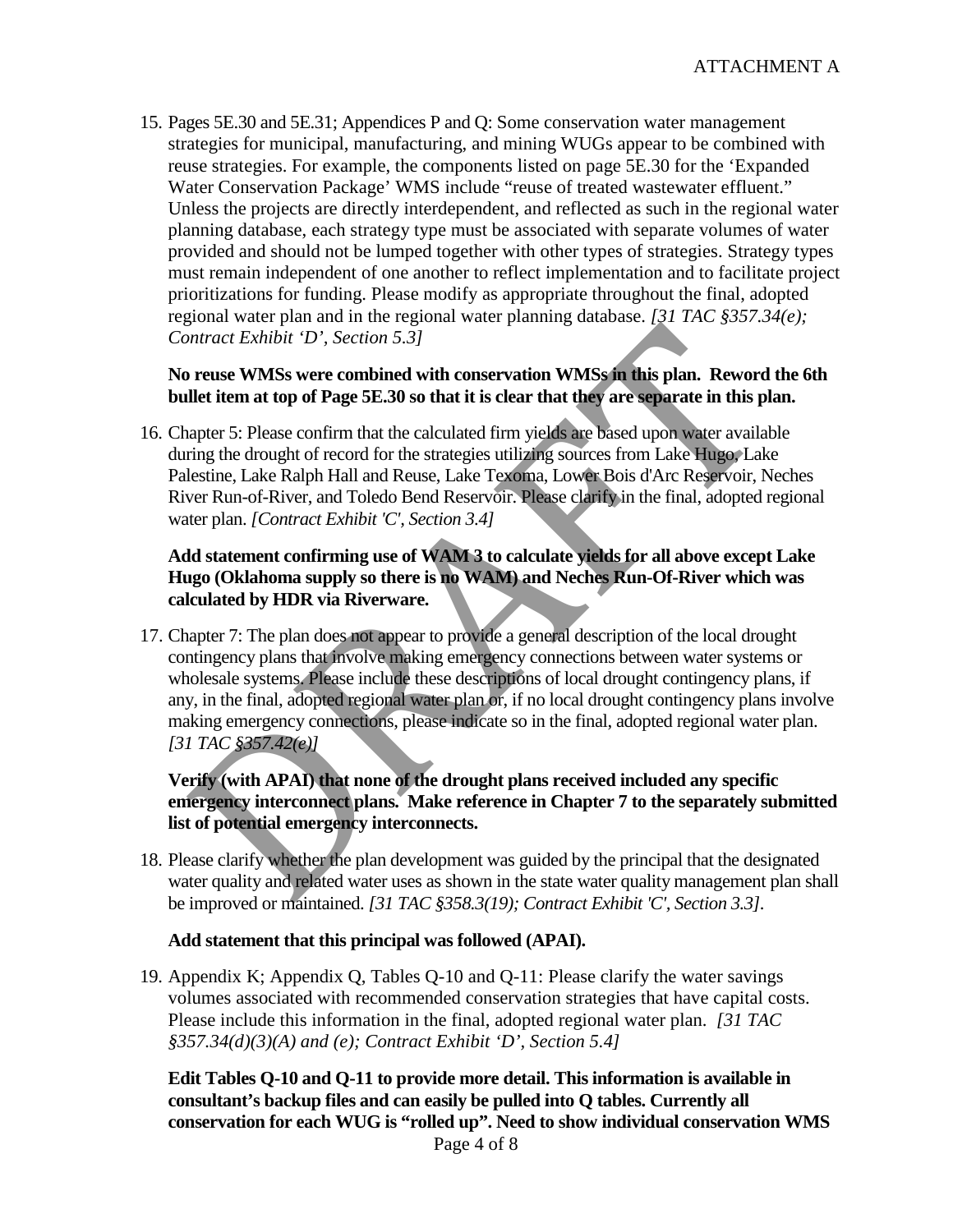15. Pages 5E.30 and 5E.31; Appendices P and Q: Some conservation water management strategies for municipal, manufacturing, and mining WUGs appear to be combined with reuse strategies. For example, the components listed on page 5E.30 for the 'Expanded Water Conservation Package' WMS include "reuse of treated wastewater effluent." Unless the projects are directly interdependent, and reflected as such in the regional water planning database, each strategy type must be associated with separate volumes of water provided and should not be lumped together with other types of strategies. Strategy types must remain independent of one another to reflect implementation and to facilitate project prioritizations for funding. Please modify as appropriate throughout the final, adopted regional water plan and in the regional water planning database. *[31 TAC §357.34(e); Contract Exhibit 'D', Section 5.3]*

    **No reuse WMSs were combined with conservation WMSs in this plan. Reword the 6th bullet item at top of Page 5E.30 so that it is clear that they are separate in this plan.**

16. Chapter 5: Please confirm that the calculated firm yields are based upon water available during the drought of record for the strategies utilizing sources from Lake Hugo, Lake Palestine, Lake Ralph Hall and Reuse, Lake Texoma, Lower Bois d'Arc Reservoir, Neches River Run-of-River, and Toledo Bend Reservoir. Please clarify in the final, adopted regional water plan. *[Contract Exhibit 'C', Section 3.4]*

    **Add statement confirming use of WAM 3 to calculate yields for all above except Lake Hugo (Oklahoma supply so there is no WAM) and Neches Run-Of-River which was calculated by HDR via Riverware.**

17. Chapter 7: The plan does not appear to provide a general description of the local drought contingency plans that involve making emergency connections between water systems or wholesale systems. Please include these descriptions of local drought contingency plans, if any, in the final, adopted regional water plan or, if no local drought contingency plans involve making emergency connections, please indicate so in the final, adopted regional water plan. *[31 TAC §357.42(e)]*

    **Verify (with APAI) that none of the drought plans received included any specific emergency interconnect plans. Make reference in Chapter 7 to the separately submitted list of potential emergency interconnects.**

18. Please clarify whether the plan development was guided by the principal that the designated water quality and related water uses as shown in the state water quality management plan shall be improved or maintained. *[31 TAC §358.3(19); Contract Exhibit 'C', Section 3.3]*.

    **Add statement that this principal was followed (APAI).**

19. Appendix K; Appendix Q, Tables Q-10 and Q-11: Please clarify the water savings volumes associated with recommended conservation strategies that have capital costs. Please include this information in the final, adopted regional water plan. *[31 TAC §357.34(d)(3)(A) and (e); Contract Exhibit 'D', Section 5.4]*

    **Edit Tables Q-10 and Q-11 to provide more detail. This information is available in consultant's backup files and can easily be pulled into Q tables. Currently all conservation for each WUG is "rolled up". Need to show individual conservation WMS**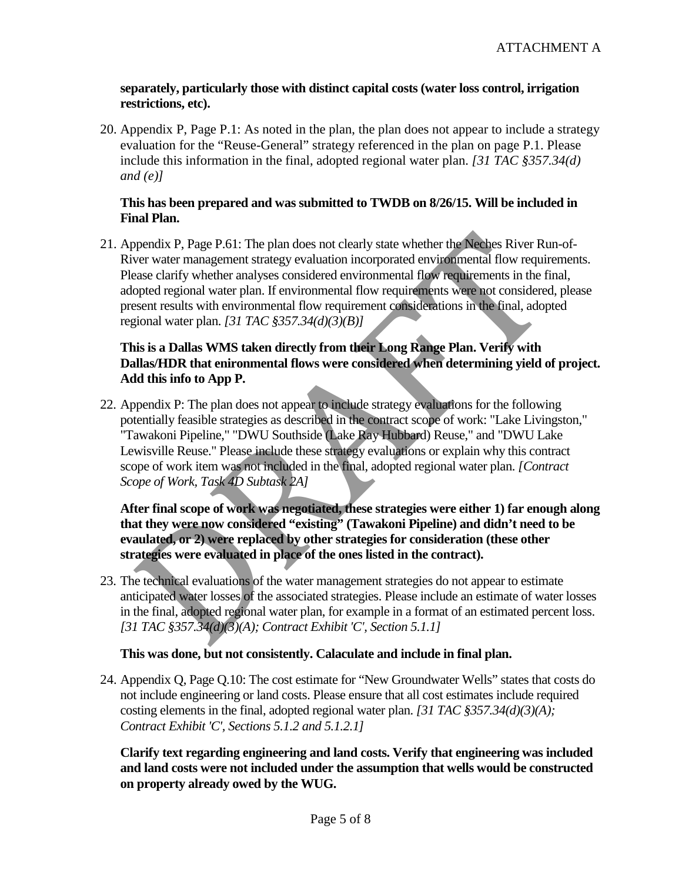**separately, particularly those with distinct capital costs (water loss control, irrigation restrictions, etc).**

20. Appendix P, Page P.1: As noted in the plan, the plan does not appear to include a strategy evaluation for the "Reuse-General" strategy referenced in the plan on page P.1. Please include this information in the final, adopted regional water plan. *[31 TAC §357.34(d) and (e)]*

    **This has been prepared and was submitted to TWDB on 8/26/15. Will be included in Final Plan.**

21. Appendix P, Page P.61: The plan does not clearly state whether the Neches River Run-of-River water management strategy evaluation incorporated environmental flow requirements. Please clarify whether analyses considered environmental flow requirements in the final, adopted regional water plan. If environmental flow requirements were not considered, please present results with environmental flow requirement considerations in the final, adopted regional water plan. *[31 TAC §357.34(d)(3)(B)]*

    **This is a Dallas WMS taken directly from their Long Range Plan. Verify with Dallas/HDR that enironmental flows were considered when determining yield of project. Add this info to App P.**

22. Appendix P: The plan does not appear to include strategy evaluations for the following potentially feasible strategies as described in the contract scope of work: "Lake Livingston," "Tawakoni Pipeline," "DWU Southside (Lake Ray Hubbard) Reuse," and "DWU Lake Lewisville Reuse." Please include these strategy evaluations or explain why this contract scope of work item was not included in the final, adopted regional water plan. *[Contract Scope of Work, Task 4D Subtask 2A]*

    **After final scope of work was negotiated, these strategies were either 1) far enough along that they were now considered "existing" (Tawakoni Pipeline) and didn't need to be evaulated, or 2) were replaced by other strategies for consideration (these other strategies were evaluated in place of the ones listed in the contract).**

23. The technical evaluations of the water management strategies do not appear to estimate anticipated water losses of the associated strategies. Please include an estimate of water losses in the final, adopted regional water plan, for example in a format of an estimated percent loss. *[31 TAC §357.34(d)(3)(A); Contract Exhibit 'C', Section 5.1.1]*

    **This was done, but not consistently. Calaculate and include in final plan.**

24. Appendix Q, Page Q.10: The cost estimate for "New Groundwater Wells" states that costs do not include engineering or land costs. Please ensure that all cost estimates include required costing elements in the final, adopted regional water plan. *[31 TAC §357.34(d)(3)(A); Contract Exhibit 'C', Sections 5.1.2 and 5.1.2.1]*

    **Clarify text regarding engineering and land costs. Verify that engineering was included and land costs were not included under the assumption that wells would be constructed on property already owed by the WUG.**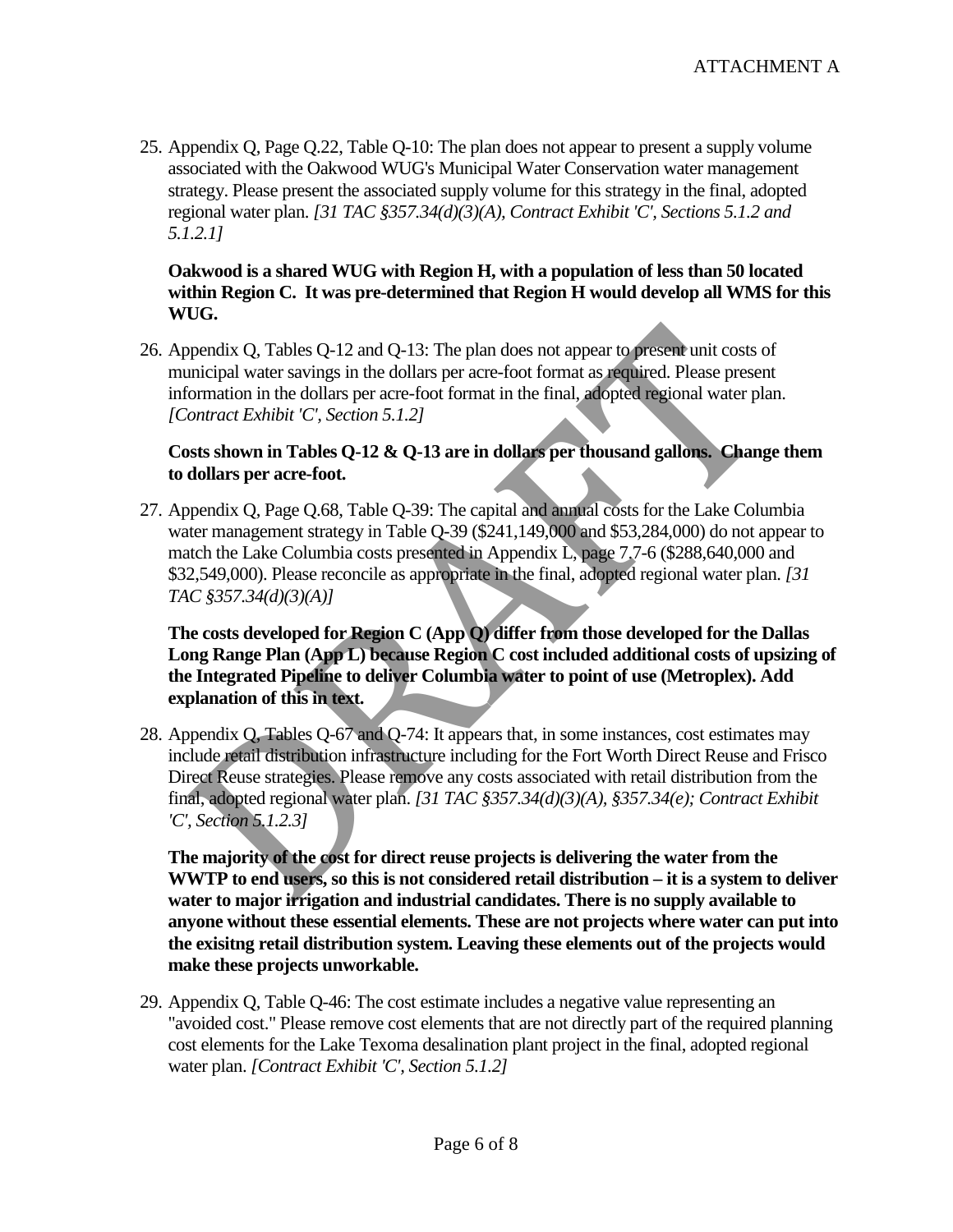25. Appendix Q, Page Q.22, Table Q-10: The plan does not appear to present a supply volume associated with the Oakwood WUG's Municipal Water Conservation water management strategy. Please present the associated supply volume for this strategy in the final, adopted regional water plan. *[31 TAC §357.34(d)(3)(A), Contract Exhibit 'C', Sections 5.1.2 and 5.1.2.1]*

    **Oakwood is a shared WUG with Region H, with a population of less than 50 located within Region C. It was pre-determined that Region H would develop all WMS for this WUG.**

26. Appendix Q, Tables Q-12 and Q-13: The plan does not appear to present unit costs of municipal water savings in the dollars per acre-foot format as required. Please present information in the dollars per acre-foot format in the final, adopted regional water plan. *[Contract Exhibit 'C', Section 5.1.2]*

    **Costs shown in Tables Q-12 & Q-13 are in dollars per thousand gallons. Change them to dollars per acre-foot.**

27. Appendix Q, Page Q.68, Table Q-39: The capital and annual costs for the Lake Columbia water management strategy in Table Q-39 ($241,149,000 and $53,284,000) do not appear to match the Lake Columbia costs presented in Appendix L, page 7.7-6 ($288,640,000 and $32,549,000). Please reconcile as appropriate in the final, adopted regional water plan. *[31 TAC §357.34(d)(3)(A)]*

    **The costs developed for Region C (App Q) differ from those developed for the Dallas Long Range Plan (App L) because Region C cost included additional costs of upsizing of the Integrated Pipeline to deliver Columbia water to point of use (Metroplex). Add explanation of this in text.**

28. Appendix Q, Tables Q-67 and Q-74: It appears that, in some instances, cost estimates may include retail distribution infrastructure including for the Fort Worth Direct Reuse and Frisco Direct Reuse strategies. Please remove any costs associated with retail distribution from the final, adopted regional water plan. *[31 TAC §357.34(d)(3)(A), §357.34(e); Contract Exhibit 'C', Section 5.1.2.3]*

    **The majority of the cost for direct reuse projects is delivering the water from the WWTP to end users, so this is not considered retail distribution – it is a system to deliver water to major irrigation and industrial candidates. There is no supply available to anyone without these essential elements. These are not projects where water can put into the exisitng retail distribution system. Leaving these elements out of the projects would make these projects unworkable.**

29. Appendix Q, Table Q-46: The cost estimate includes a negative value representing an "avoided cost." Please remove cost elements that are not directly part of the required planning cost elements for the Lake Texoma desalination plant project in the final, adopted regional water plan. *[Contract Exhibit 'C', Section 5.1.2]*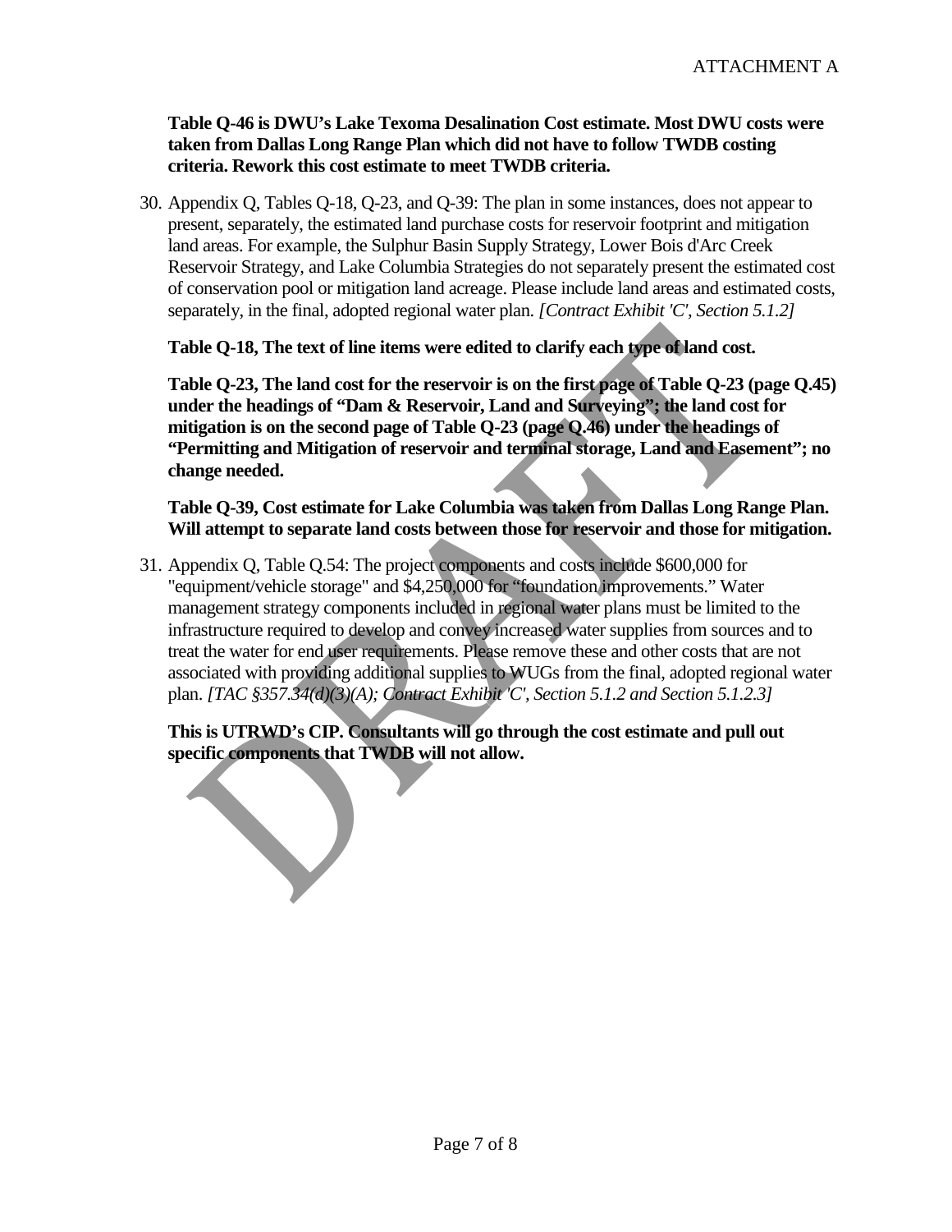**Table Q-46 is DWU's Lake Texoma Desalination Cost estimate. Most DWU costs were taken from Dallas Long Range Plan which did not have to follow TWDB costing criteria. Rework this cost estimate to meet TWDB criteria.**

30. Appendix Q, Tables Q-18, Q-23, and Q-39: The plan in some instances, does not appear to present, separately, the estimated land purchase costs for reservoir footprint and mitigation land areas. For example, the Sulphur Basin Supply Strategy, Lower Bois d'Arc Creek Reservoir Strategy, and Lake Columbia Strategies do not separately present the estimated cost of conservation pool or mitigation land acreage. Please include land areas and estimated costs, separately, in the final, adopted regional water plan. *[Contract Exhibit 'C', Section 5.1.2]*

    **Table Q-18, The text of line items were edited to clarify each type of land cost.**

    **Table Q-23, The land cost for the reservoir is on the first page of Table Q-23 (page Q.45) under the headings of "Dam & Reservoir, Land and Surveying"; the land cost for mitigation is on the second page of Table Q-23 (page Q.46) under the headings of "Permitting and Mitigation of reservoir and terminal storage, Land and Easement"; no change needed.**

    **Table Q-39, Cost estimate for Lake Columbia was taken from Dallas Long Range Plan. Will attempt to separate land costs between those for reservoir and those for mitigation.**

31. Appendix Q, Table Q.54: The project components and costs include $600,000 for "equipment/vehicle storage" and $4,250,000 for "foundation improvements." Water management strategy components included in regional water plans must be limited to the infrastructure required to develop and convey increased water supplies from sources and to treat the water for end user requirements. Please remove these and other costs that are not associated with providing additional supplies to WUGs from the final, adopted regional water plan. *[TAC §357.34(d)(3)(A); Contract Exhibit 'C', Section 5.1.2 and Section 5.1.2.3]*

    **This is UTRWD's CIP. Consultants will go through the cost estimate and pull out specific components that TWDB will not allow.**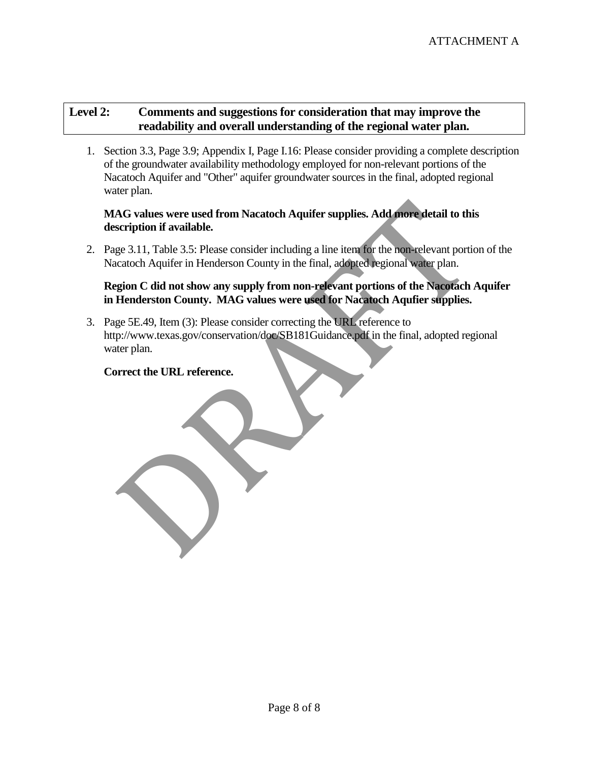ATTACHMENT A

| **Level 2:** | **Comments and suggestions for consideration that may improve the readability and overall understanding of the regional water plan.** |
|---|---|

1. Section 3.3, Page 3.9; Appendix I, Page I.16: Please consider providing a complete description of the groundwater availability methodology employed for non-relevant portions of the Nacatoch Aquifer and "Other" aquifer groundwater sources in the final, adopted regional water plan.

   **MAG values were used from Nacatoch Aquifer supplies. Add more detail to this description if available.**

2. Page 3.11, Table 3.5: Please consider including a line item for the non-relevant portion of the Nacatoch Aquifer in Henderson County in the final, adopted regional water plan.

   **Region C did not show any supply from non-relevant portions of the Nacotach Aquifer in Henderston County. MAG values were used for Nacatoch Aqufier supplies.**

3. Page 5E.49, Item (3): Please consider correcting the URL reference to http://www.texas.gov/conservation/doc/SB181Guidance.pdf in the final, adopted regional water plan.

   **Correct the URL reference.**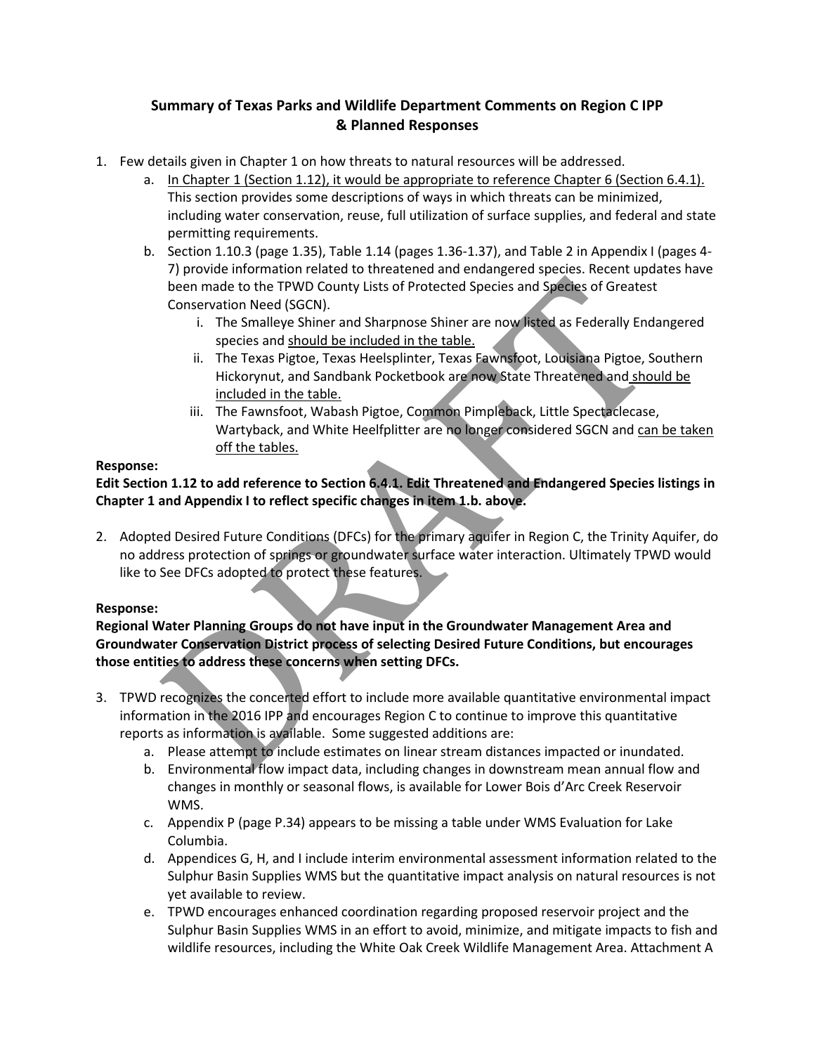## Summary of Texas Parks and Wildlife Department Comments on Region C IPP & Planned Responses

1. Few details given in Chapter 1 on how threats to natural resources will be addressed.
   a. <u>In Chapter 1 (Section 1.12), it would be appropriate to reference Chapter 6 (Section 6.4.1).</u> This section provides some descriptions of ways in which threats can be minimized, including water conservation, reuse, full utilization of surface supplies, and federal and state permitting requirements.
   b. Section 1.10.3 (page 1.35), Table 1.14 (pages 1.36-1.37), and Table 2 in Appendix I (pages 4-7) provide information related to threatened and endangered species. Recent updates have been made to the TPWD County Lists of Protected Species and Species of Greatest Conservation Need (SGCN).
      i. The Smalleye Shiner and Sharpnose Shiner are now listed as Federally Endangered species and <u>should be included in the table.</u>
      ii. The Texas Pigtoe, Texas Heelsplinter, Texas Fawnsfoot, Louisiana Pigtoe, Southern Hickorynut, and Sandbank Pocketbook are now State Threatened and <u>should be included in the table.</u>
      iii. The Fawnsfoot, Wabash Pigtoe, Common Pimpleback, Little Spectaclecase, Wartyback, and White Heelfplitter are no longer considered SGCN and <u>can be taken off the tables.</u>

**Response:**

**Edit Section 1.12 to add reference to Section 6.4.1. Edit Threatened and Endangered Species listings in Chapter 1 and Appendix I to reflect specific changes in item 1.b. above.**

2. Adopted Desired Future Conditions (DFCs) for the primary aquifer in Region C, the Trinity Aquifer, do no address protection of springs or groundwater surface water interaction. Ultimately TPWD would like to See DFCs adopted to protect these features.

**Response:**

**Regional Water Planning Groups do not have input in the Groundwater Management Area and Groundwater Conservation District process of selecting Desired Future Conditions, but encourages those entities to address these concerns when setting DFCs.**

3. TPWD recognizes the concerted effort to include more available quantitative environmental impact information in the 2016 IPP and encourages Region C to continue to improve this quantitative reports as information is available. Some suggested additions are:
   a. Please attempt to include estimates on linear stream distances impacted or inundated.
   b. Environmental flow impact data, including changes in downstream mean annual flow and changes in monthly or seasonal flows, is available for Lower Bois d'Arc Creek Reservoir WMS.
   c. Appendix P (page P.34) appears to be missing a table under WMS Evaluation for Lake Columbia.
   d. Appendices G, H, and I include interim environmental assessment information related to the Sulphur Basin Supplies WMS but the quantitative impact analysis on natural resources is not yet available to review.
   e. TPWD encourages enhanced coordination regarding proposed reservoir project and the Sulphur Basin Supplies WMS in an effort to avoid, minimize, and mitigate impacts to fish and wildlife resources, including the White Oak Creek Wildlife Management Area. Attachment A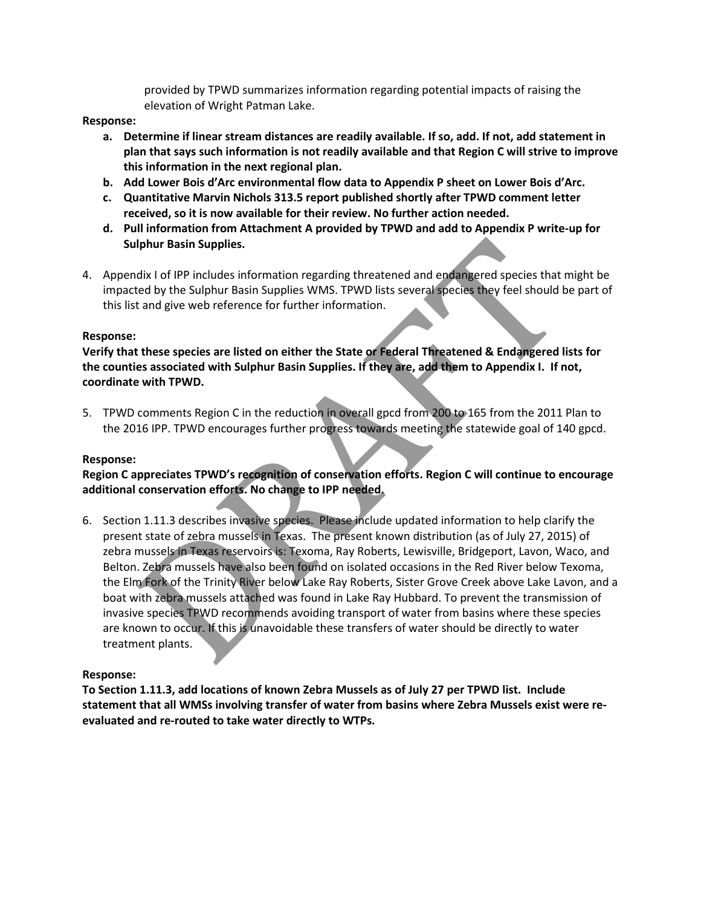provided by TPWD summarizes information regarding potential impacts of raising the elevation of Wright Patman Lake.

**Response:**

a. **Determine if linear stream distances are readily available. If so, add. If not, add statement in plan that says such information is not readily available and that Region C will strive to improve this information in the next regional plan.**
b. **Add Lower Bois d'Arc environmental flow data to Appendix P sheet on Lower Bois d'Arc.**
c. **Quantitative Marvin Nichols 313.5 report published shortly after TPWD comment letter received, so it is now available for their review. No further action needed.**
d. **Pull information from Attachment A provided by TPWD and add to Appendix P write-up for Sulphur Basin Supplies.**

4. Appendix I of IPP includes information regarding threatened and endangered species that might be impacted by the Sulphur Basin Supplies WMS. TPWD lists several species they feel should be part of this list and give web reference for further information.

**Response:**

**Verify that these species are listed on either the State or Federal Threatened & Endangered lists for the counties associated with Sulphur Basin Supplies. If they are, add them to Appendix I. If not, coordinate with TPWD.**

5. TPWD comments Region C in the reduction in overall gpcd from 200 to 165 from the 2011 Plan to the 2016 IPP. TPWD encourages further progress towards meeting the statewide goal of 140 gpcd.

**Response:**

**Region C appreciates TPWD's recognition of conservation efforts. Region C will continue to encourage additional conservation efforts. No change to IPP needed.**

6. Section 1.11.3 describes invasive species. Please include updated information to help clarify the present state of zebra mussels in Texas. The present known distribution (as of July 27, 2015) of zebra mussels in Texas reservoirs is: Texoma, Ray Roberts, Lewisville, Bridgeport, Lavon, Waco, and Belton. Zebra mussels have also been found on isolated occasions in the Red River below Texoma, the Elm Fork of the Trinity River below Lake Ray Roberts, Sister Grove Creek above Lake Lavon, and a boat with zebra mussels attached was found in Lake Ray Hubbard. To prevent the transmission of invasive species TPWD recommends avoiding transport of water from basins where these species are known to occur. If this is unavoidable these transfers of water should be directly to water treatment plants.

**Response:**

**To Section 1.11.3, add locations of known Zebra Mussels as of July 27 per TPWD list. Include statement that all WMSs involving transfer of water from basins where Zebra Mussels exist were re-evaluated and re-routed to take water directly to WTPs.**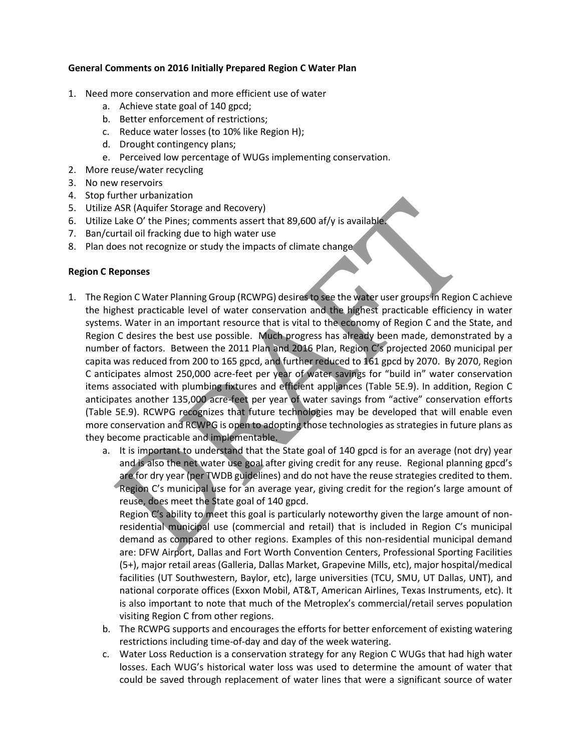**General Comments on 2016 Initially Prepared Region C Water Plan**

1. Need more conservation and more efficient use of water
   a. Achieve state goal of 140 gpcd;
   b. Better enforcement of restrictions;
   c. Reduce water losses (to 10% like Region H);
   d. Drought contingency plans;
   e. Perceived low percentage of WUGs implementing conservation.
2. More reuse/water recycling
3. No new reservoirs
4. Stop further urbanization
5. Utilize ASR (Aquifer Storage and Recovery)
6. Utilize Lake O' the Pines; comments assert that 89,600 af/y is available.
7. Ban/curtail oil fracking due to high water use
8. Plan does not recognize or study the impacts of climate change

**Region C Reponses**

1. The Region C Water Planning Group (RCWPG) desires to see the water user groups in Region C achieve the highest practicable level of water conservation and the highest practicable efficiency in water systems. Water in an important resource that is vital to the economy of Region C and the State, and Region C desires the best use possible. Much progress has already been made, demonstrated by a number of factors. Between the 2011 Plan and 2016 Plan, Region C's projected 2060 municipal per capita was reduced from 200 to 165 gpcd, and further reduced to 161 gpcd by 2070. By 2070, Region C anticipates almost 250,000 acre-feet per year of water savings for "build in" water conservation items associated with plumbing fixtures and efficient appliances (Table 5E.9). In addition, Region C anticipates another 135,000 acre-feet per year of water savings from "active" conservation efforts (Table 5E.9). RCWPG recognizes that future technologies may be developed that will enable even more conservation and RCWPG is open to adopting those technologies as strategies in future plans as they become practicable and implementable.
   a. It is important to understand that the State goal of 140 gpcd is for an average (not dry) year and is also the net water use goal after giving credit for any reuse. Regional planning gpcd's are for dry year (per TWDB guidelines) and do not have the reuse strategies credited to them. Region C's municipal use for an average year, giving credit for the region's large amount of reuse, does meet the State goal of 140 gpcd.
   Region C's ability to meet this goal is particularly noteworthy given the large amount of non-residential municipal use (commercial and retail) that is included in Region C's municipal demand as compared to other regions. Examples of this non-residential municipal demand are: DFW Airport, Dallas and Fort Worth Convention Centers, Professional Sporting Facilities (5+), major retail areas (Galleria, Dallas Market, Grapevine Mills, etc), major hospital/medical facilities (UT Southwestern, Baylor, etc), large universities (TCU, SMU, UT Dallas, UNT), and national corporate offices (Exxon Mobil, AT&T, American Airlines, Texas Instruments, etc). It is also important to note that much of the Metroplex's commercial/retail serves population visiting Region C from other regions.
   b. The RCWPG supports and encourages the efforts for better enforcement of existing watering restrictions including time-of-day and day of the week watering.
   c. Water Loss Reduction is a conservation strategy for any Region C WUGs that had high water losses. Each WUG's historical water loss was used to determine the amount of water that could be saved through replacement of water lines that were a significant source of water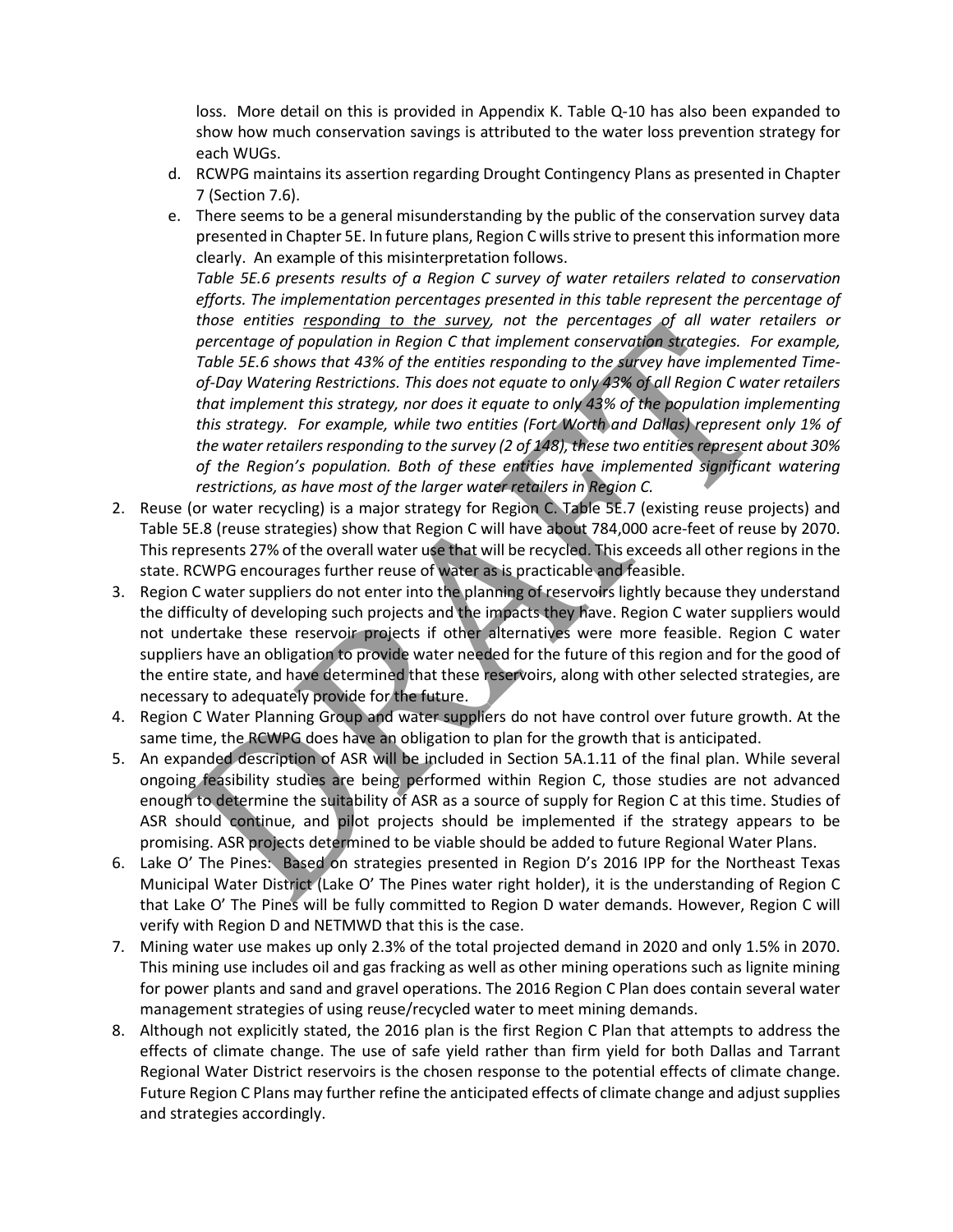loss. More detail on this is provided in Appendix K. Table Q-10 has also been expanded to show how much conservation savings is attributed to the water loss prevention strategy for each WUGs.

   d. RCWPG maintains its assertion regarding Drought Contingency Plans as presented in Chapter 7 (Section 7.6).

   e. There seems to be a general misunderstanding by the public of the conservation survey data presented in Chapter 5E. In future plans, Region C wills strive to present this information more clearly. An example of this misinterpretation follows.

      *Table 5E.6 presents results of a Region C survey of water retailers related to conservation efforts. The implementation percentages presented in this table represent the percentage of those entities <u>responding to the survey</u>, not the percentages of all water retailers or percentage of population in Region C that implement conservation strategies. For example, Table 5E.6 shows that 43% of the entities responding to the survey have implemented Time-of-Day Watering Restrictions. This does not equate to only 43% of all Region C water retailers that implement this strategy, nor does it equate to only 43% of the population implementing this strategy. For example, while two entities (Fort Worth and Dallas) represent only 1% of the water retailers responding to the survey (2 of 148), these two entities represent about 30% of the Region's population. Both of these entities have implemented significant watering restrictions, as have most of the larger water retailers in Region C.*

2. Reuse (or water recycling) is a major strategy for Region C. Table 5E.7 (existing reuse projects) and Table 5E.8 (reuse strategies) show that Region C will have about 784,000 acre-feet of reuse by 2070. This represents 27% of the overall water use that will be recycled. This exceeds all other regions in the state. RCWPG encourages further reuse of water as is practicable and feasible.

3. Region C water suppliers do not enter into the planning of reservoirs lightly because they understand the difficulty of developing such projects and the impacts they have. Region C water suppliers would not undertake these reservoir projects if other alternatives were more feasible. Region C water suppliers have an obligation to provide water needed for the future of this region and for the good of the entire state, and have determined that these reservoirs, along with other selected strategies, are necessary to adequately provide for the future.

4. Region C Water Planning Group and water suppliers do not have control over future growth. At the same time, the RCWPG does have an obligation to plan for the growth that is anticipated.

5. An expanded description of ASR will be included in Section 5A.1.11 of the final plan. While several ongoing feasibility studies are being performed within Region C, those studies are not advanced enough to determine the suitability of ASR as a source of supply for Region C at this time. Studies of ASR should continue, and pilot projects should be implemented if the strategy appears to be promising. ASR projects determined to be viable should be added to future Regional Water Plans.

6. Lake O' The Pines: Based on strategies presented in Region D's 2016 IPP for the Northeast Texas Municipal Water District (Lake O' The Pines water right holder), it is the understanding of Region C that Lake O' The Pines will be fully committed to Region D water demands. However, Region C will verify with Region D and NETMWD that this is the case.

7. Mining water use makes up only 2.3% of the total projected demand in 2020 and only 1.5% in 2070. This mining use includes oil and gas fracking as well as other mining operations such as lignite mining for power plants and sand and gravel operations. The 2016 Region C Plan does contain several water management strategies of using reuse/recycled water to meet mining demands.

8. Although not explicitly stated, the 2016 plan is the first Region C Plan that attempts to address the effects of climate change. The use of safe yield rather than firm yield for both Dallas and Tarrant Regional Water District reservoirs is the chosen response to the potential effects of climate change. Future Region C Plans may further refine the anticipated effects of climate change and adjust supplies and strategies accordingly.